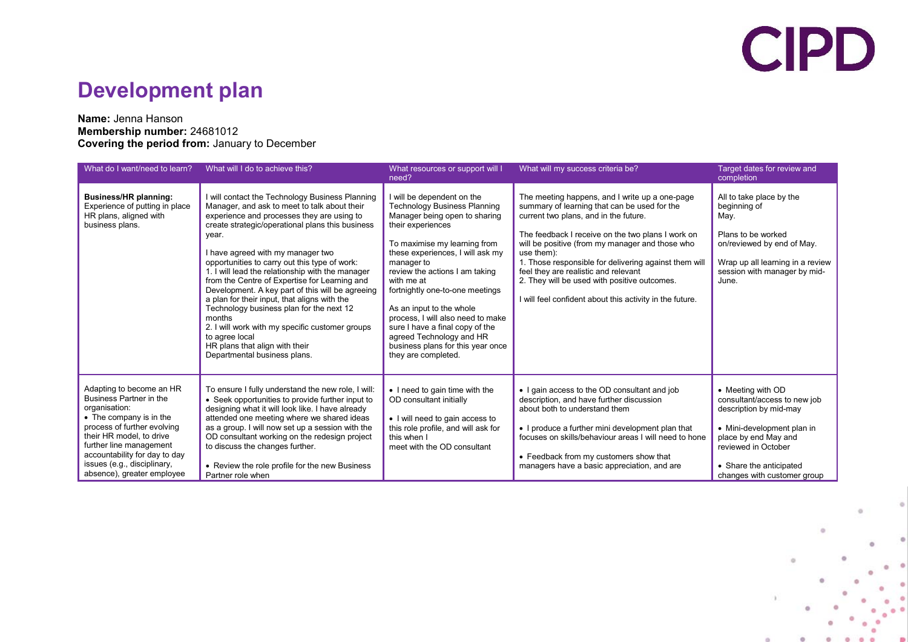# Development plan

**Name:** Jenna Hanson
**Membership number:** 24681012
**Covering the period from:** January to December

| What do I want/need to learn? | What will I do to achieve this? | What resources or support will I need? | What will my success criteria be? | Target dates for review and completion |
|---|---|---|---|---|
| **Business/HR planning:** Experience of putting in place HR plans, aligned with business plans. | I will contact the Technology Business Planning Manager, and ask to meet to talk about their experience and processes they are using to create strategic/operational plans this business year. I have agreed with my manager two opportunities to carry out this type of work: 1. I will lead the relationship with the manager from the Centre of Expertise for Learning and Development. A key part of this will be agreeing a plan for their input, that aligns with the Technology business plan for the next 12 months 2. I will work with my specific customer groups to agree local HR plans that align with their Departmental business plans. | I will be dependent on the Technology Business Planning Manager being open to sharing their experiences To maximise my learning from these experiences, I will ask my manager to review the actions I am taking with me at fortnightly one-to-one meetings As an input to the whole process, I will also need to make sure I have a final copy of the agreed Technology and HR business plans for this year once they are completed. | The meeting happens, and I write up a one-page summary of learning that can be used for the current two plans, and in the future. The feedback I receive on the two plans I work on will be positive (from my manager and those who use them): 1. Those responsible for delivering against them will feel they are realistic and relevant 2. They will be used with positive outcomes. I will feel confident about this activity in the future. | All to take place by the beginning of May. Plans to be worked on/reviewed by end of May. Wrap up all learning in a review session with manager by mid-June. |
| Adapting to become an HR Business Partner in the organisation: • The company is in the process of further evolving their HR model, to drive further line management accountability for day to day issues (e.g., disciplinary, absence), greater employee | To ensure I fully understand the new role, I will: • Seek opportunities to provide further input to designing what it will look like. I have already attended one meeting where we shared ideas as a group. I will now set up a session with the OD consultant working on the redesign project to discuss the changes further. • Review the role profile for the new Business Partner role when | • I need to gain time with the OD consultant initially • I will need to gain access to this role profile, and will ask for this when I meet with the OD consultant | • I gain access to the OD consultant and job description, and have further discussion about both to understand them • I produce a further mini development plan that focuses on skills/behaviour areas I will need to hone • Feedback from my customers show that managers have a basic appreciation, and are | • Meeting with OD consultant/access to new job description by mid-may • Mini-development plan in place by end May and reviewed in October • Share the anticipated changes with customer group |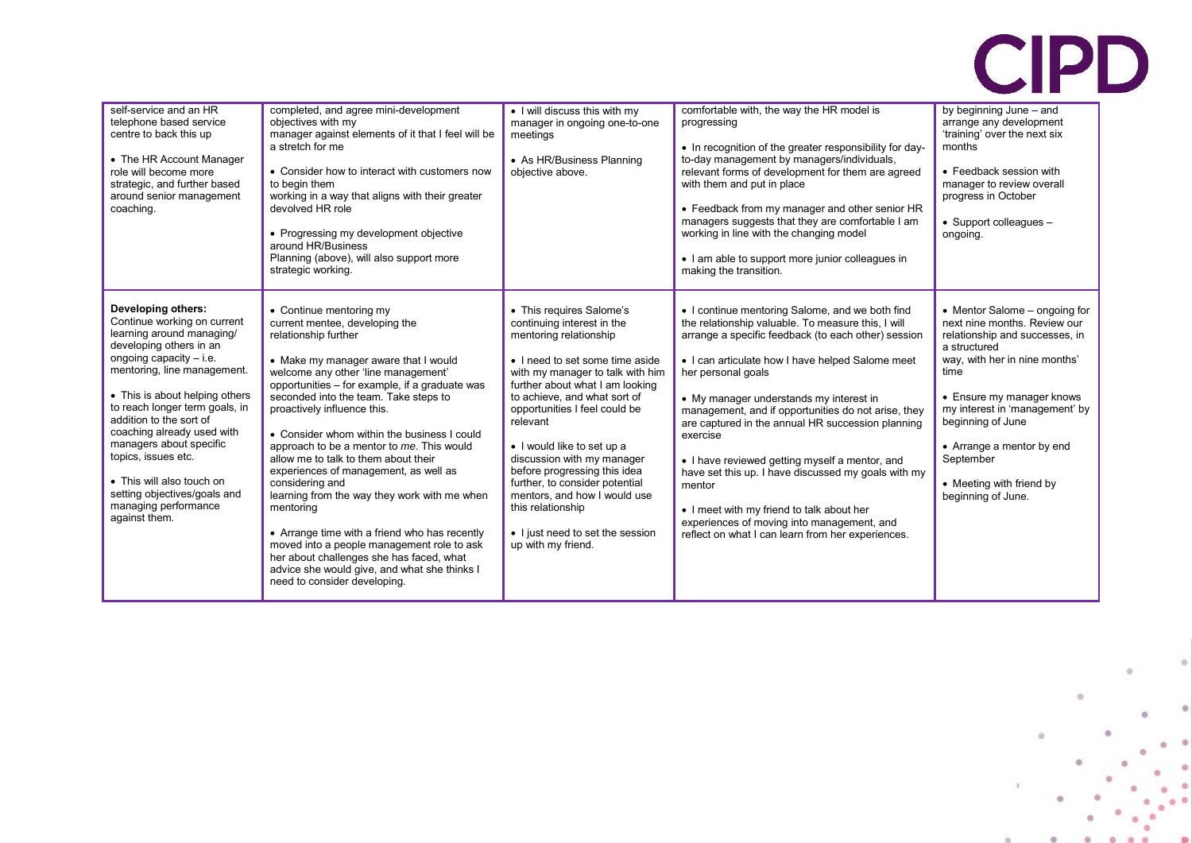| | | | | |
|---|---|---|---|---|
| self-service and an HR telephone based service centre to back this up<br><br>• The HR Account Manager role will become more strategic, and further based around senior management coaching. | completed, and agree mini-development objectives with my manager against elements of it that I feel will be a stretch for me<br><br>• Consider how to interact with customers now to begin them working in a way that aligns with their greater devolved HR role<br><br>• Progressing my development objective around HR/Business Planning (above), will also support more strategic working. | • I will discuss this with my manager in ongoing one-to-one meetings<br><br>• As HR/Business Planning objective above. | comfortable with, the way the HR model is progressing<br><br>• In recognition of the greater responsibility for day-to-day management by managers/individuals, relevant forms of development for them are agreed with them and put in place<br><br>• Feedback from my manager and other senior HR managers suggests that they are comfortable I am working in line with the changing model<br><br>• I am able to support more junior colleagues in making the transition. | by beginning June – and arrange any development 'training' over the next six months<br><br>• Feedback session with manager to review overall progress in October<br><br>• Support colleagues – ongoing. |
| **Developing others:** Continue working on current learning around managing/ developing others in an ongoing capacity – i.e. mentoring, line management.<br><br>• This is about helping others to reach longer term goals, in addition to the sort of coaching already used with managers about specific topics, issues etc.<br><br>• This will also touch on setting objectives/goals and managing performance against them. | • Continue mentoring my current mentee, developing the relationship further<br><br>• Make my manager aware that I would welcome any other 'line management' opportunities – for example, if a graduate was seconded into the team. Take steps to proactively influence this.<br><br>• Consider whom within the business I could approach to be a mentor to *me*. This would allow me to talk to them about their experiences of management, as well as considering and learning from the way they work with me when mentoring<br><br>• Arrange time with a friend who has recently moved into a people management role to ask her about challenges she has faced, what advice she would give, and what she thinks I need to consider developing. | • This requires Salome's continuing interest in the mentoring relationship<br><br>• I need to set some time aside with my manager to talk with him further about what I am looking to achieve, and what sort of opportunities I feel could be relevant<br><br>• I would like to set up a discussion with my manager before progressing this idea further, to consider potential mentors, and how I would use this relationship<br><br>• I just need to set the session up with my friend. | • I continue mentoring Salome, and we both find the relationship valuable. To measure this, I will arrange a specific feedback (to each other) session<br><br>• I can articulate how I have helped Salome meet her personal goals<br><br>• My manager understands my interest in management, and if opportunities do not arise, they are captured in the annual HR succession planning exercise<br><br>• I have reviewed getting myself a mentor, and have set this up. I have discussed my goals with my mentor<br><br>• I meet with my friend to talk about her experiences of moving into management, and reflect on what I can learn from her experiences. | • Mentor Salome – ongoing for next nine months. Review our relationship and successes, in a structured way, with her in nine months' time<br><br>• Ensure my manager knows my interest in 'management' by beginning of June<br><br>• Arrange a mentor by end September<br><br>• Meeting with friend by beginning of June. |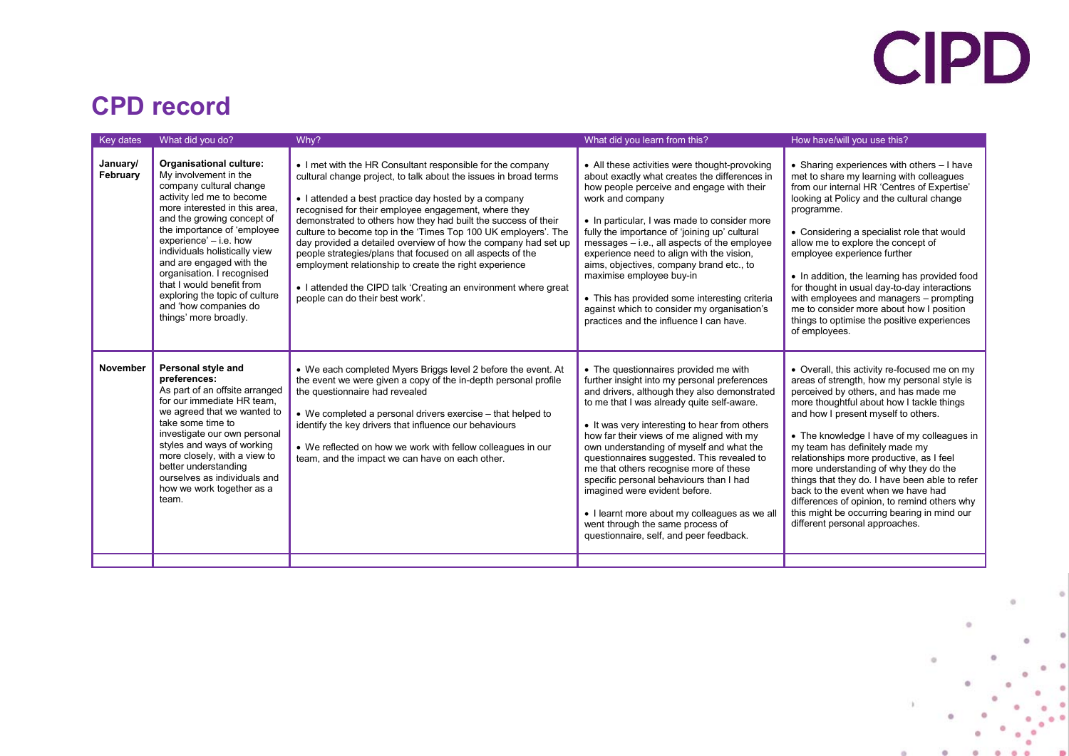# CPD record

| Key dates | What did you do? | Why? | What did you learn from this? | How have/will you use this? |
|---|---|---|---|---|
| **January/ February** | **Organisational culture:** My involvement in the company cultural change activity led me to become more interested in this area, and the growing concept of the importance of 'employee experience' – i.e. how individuals holistically view and are engaged with the organisation. I recognised that I would benefit from exploring the topic of culture and 'how companies do things' more broadly. | • I met with the HR Consultant responsible for the company cultural change project, to talk about the issues in broad terms<br><br>• I attended a best practice day hosted by a company recognised for their employee engagement, where they demonstrated to others how they had built the success of their culture to become top in the 'Times Top 100 UK employers'. The day provided a detailed overview of how the company had set up people strategies/plans that focused on all aspects of the employment relationship to create the right experience<br><br>• I attended the CIPD talk 'Creating an environment where great people can do their best work'. | • All these activities were thought-provoking about exactly what creates the differences in how people perceive and engage with their work and company<br><br>• In particular, I was made to consider more fully the importance of 'joining up' cultural messages – i.e., all aspects of the employee experience need to align with the vision, aims, objectives, company brand etc., to maximise employee buy-in<br><br>• This has provided some interesting criteria against which to consider my organisation's practices and the influence I can have. | • Sharing experiences with others – I have met to share my learning with colleagues from our internal HR 'Centres of Expertise' looking at Policy and the cultural change programme.<br><br>• Considering a specialist role that would allow me to explore the concept of employee experience further<br><br>• In addition, the learning has provided food for thought in usual day-to-day interactions with employees and managers – prompting me to consider more about how I position things to optimise the positive experiences of employees. |
| **November** | **Personal style and preferences:** As part of an offsite arranged for our immediate HR team, we agreed that we wanted to take some time to investigate our own personal styles and ways of working more closely, with a view to better understanding ourselves as individuals and how we work together as a team. | • We each completed Myers Briggs level 2 before the event. At the event we were given a copy of the in-depth personal profile the questionnaire had revealed<br><br>• We completed a personal drivers exercise – that helped to identify the key drivers that influence our behaviours<br><br>• We reflected on how we work with fellow colleagues in our team, and the impact we can have on each other. | • The questionnaires provided me with further insight into my personal preferences and drivers, although they also demonstrated to me that I was already quite self-aware.<br><br>• It was very interesting to hear from others how far their views of me aligned with my own understanding of myself and what the questionnaires suggested. This revealed to me that others recognise more of these specific personal behaviours than I had imagined were evident before.<br><br>• I learnt more about my colleagues as we all went through the same process of questionnaire, self, and peer feedback. | • Overall, this activity re-focused me on my areas of strength, how my personal style is perceived by others, and has made me more thoughtful about how I tackle things and how I present myself to others.<br><br>• The knowledge I have of my colleagues in my team has definitely made my relationships more productive, as I feel more understanding of why they do the things that they do. I have been able to refer back to the event when we have had differences of opinion, to remind others why this might be occurring bearing in mind our different personal approaches. |
| | | | | |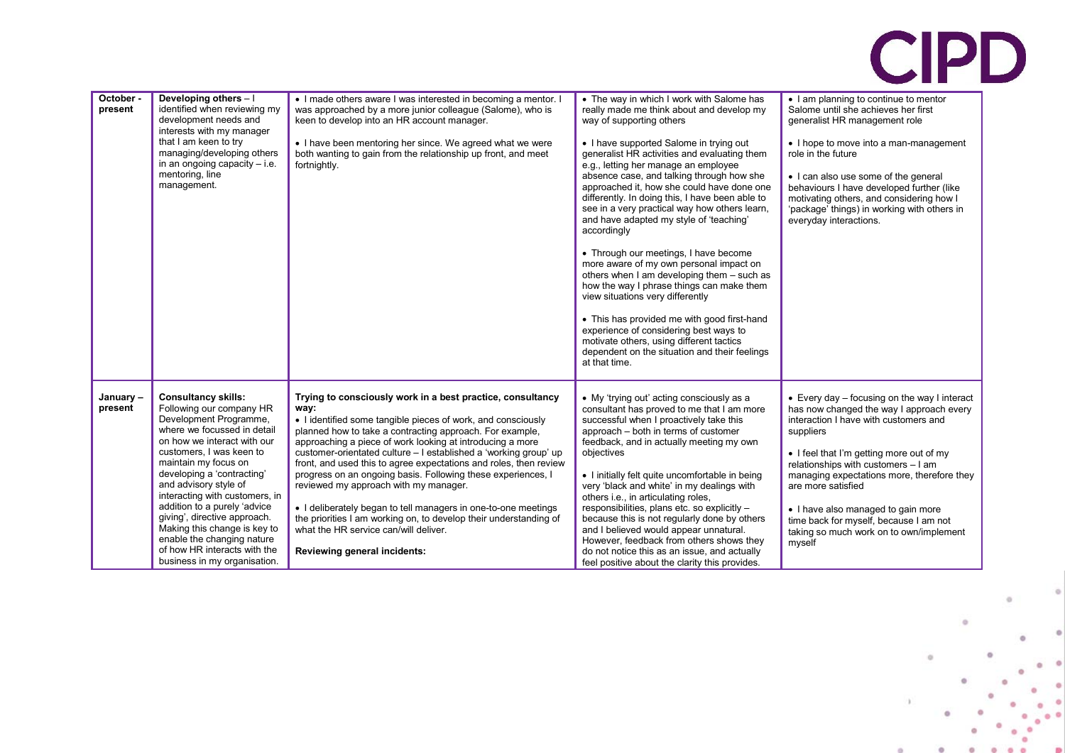| | | | | |
|---|---|---|---|---|
| **October - present** | **Developing others** – I identified when reviewing my development needs and interests with my manager that I am keen to try managing/developing others in an ongoing capacity – i.e. mentoring, line management. | • I made others aware I was interested in becoming a mentor. I was approached by a more junior colleague (Salome), who is keen to develop into an HR account manager.<br><br>• I have been mentoring her since. We agreed what we were both wanting to gain from the relationship up front, and meet fortnightly. | • The way in which I work with Salome has really made me think about and develop my way of supporting others<br><br>• I have supported Salome in trying out generalist HR activities and evaluating them e.g., letting her manage an employee absence case, and talking through how she approached it, how she could have done one differently. In doing this, I have been able to see in a very practical way how others learn, and have adapted my style of 'teaching' accordingly<br><br>• Through our meetings, I have become more aware of my own personal impact on others when I am developing them – such as how the way I phrase things can make them view situations very differently<br><br>• This has provided me with good first-hand experience of considering best ways to motivate others, using different tactics dependent on the situation and their feelings at that time. | • I am planning to continue to mentor Salome until she achieves her first generalist HR management role<br><br>• I hope to move into a man-management role in the future<br><br>• I can also use some of the general behaviours I have developed further (like motivating others, and considering how I 'package' things) in working with others in everyday interactions. |
| **January – present** | **Consultancy skills:** Following our company HR Development Programme, where we focussed in detail on how we interact with our customers, I was keen to maintain my focus on developing a 'contracting' and advisory style of interacting with customers, in addition to a purely 'advice giving', directive approach. Making this change is key to enable the changing nature of how HR interacts with the business in my organisation. | **Trying to consciously work in a best practice, consultancy way:**<br>• I identified some tangible pieces of work, and consciously planned how to take a contracting approach. For example, approaching a piece of work looking at introducing a more customer-orientated culture – I established a 'working group' up front, and used this to agree expectations and roles, then review progress on an ongoing basis. Following these experiences, I reviewed my approach with my manager.<br><br>• I deliberately began to tell managers in one-to-one meetings the priorities I am working on, to develop their understanding of what the HR service can/will deliver.<br><br>**Reviewing general incidents:** | • My 'trying out' acting consciously as a consultant has proved to me that I am more successful when I proactively take this approach – both in terms of customer feedback, and in actually meeting my own objectives<br><br>• I initially felt quite uncomfortable in being very 'black and white' in my dealings with others i.e., in articulating roles, responsibilities, plans etc. so explicitly – because this is not regularly done by others and I believed would appear unnatural. However, feedback from others shows they do not notice this as an issue, and actually feel positive about the clarity this provides. | • Every day – focusing on the way I interact has now changed the way I approach every interaction I have with customers and suppliers<br><br>• I feel that I'm getting more out of my relationships with customers – I am managing expectations more, therefore they are more satisfied<br><br>• I have also managed to gain more time back for myself, because I am not taking so much work on to own/implement myself |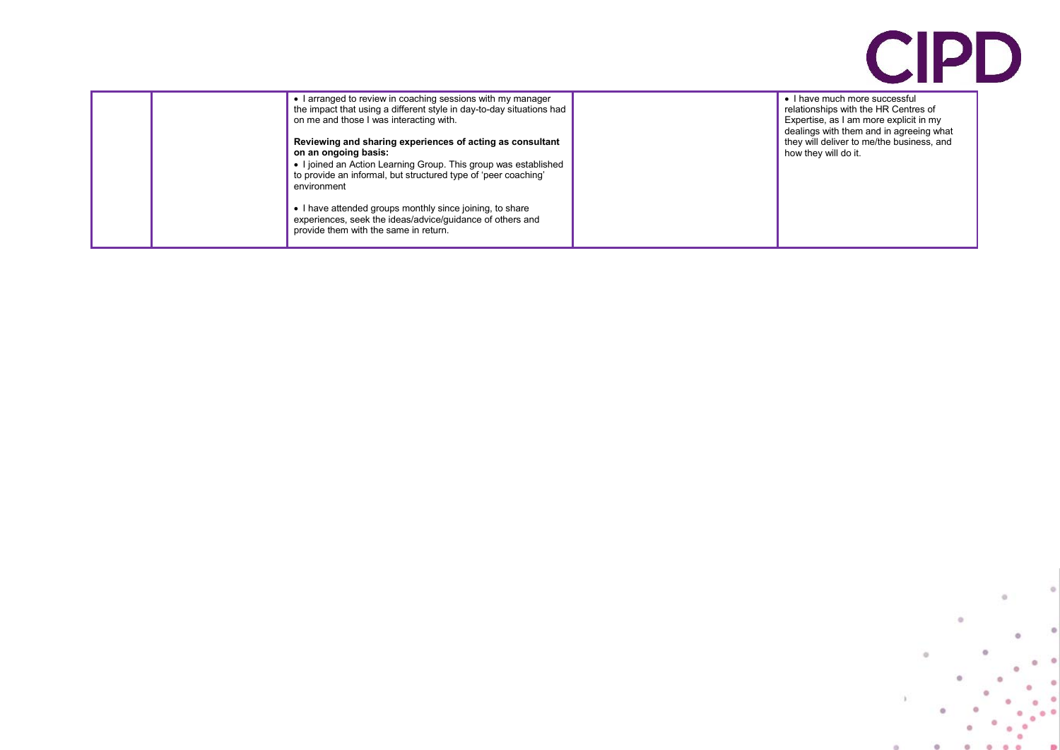| | | | | |
|---|---|---|---|---|
| | | • I arranged to review in coaching sessions with my manager the impact that using a different style in day-to-day situations had on me and those I was interacting with.<br><br>**Reviewing and sharing experiences of acting as consultant on an ongoing basis:**<br>• I joined an Action Learning Group. This group was established to provide an informal, but structured type of 'peer coaching' environment<br><br>• I have attended groups monthly since joining, to share experiences, seek the ideas/advice/guidance of others and provide them with the same in return. | | • I have much more successful relationships with the HR Centres of Expertise, as I am more explicit in my dealings with them and in agreeing what they will deliver to me/the business, and how they will do it. |